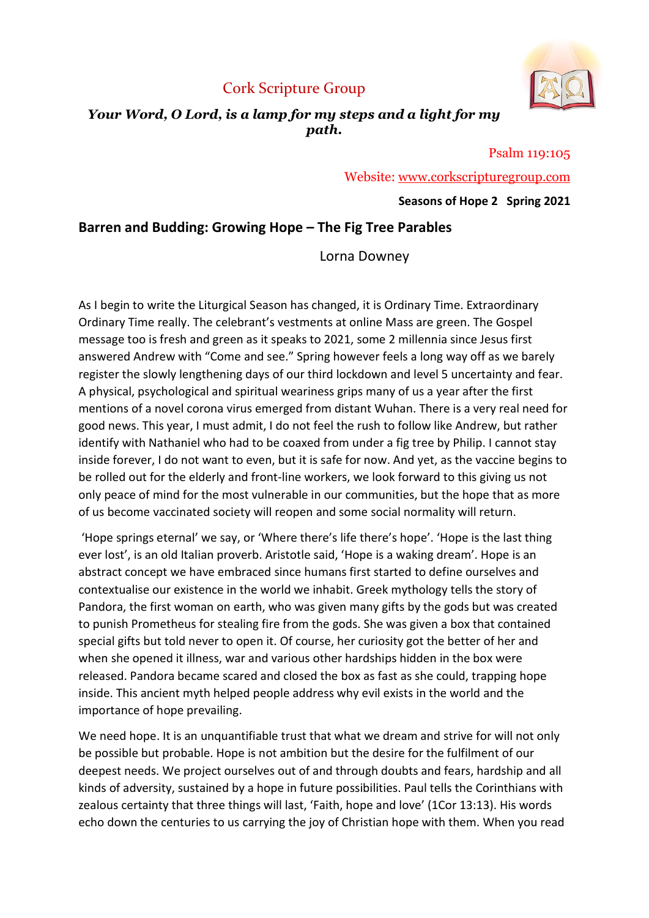Cork Scripture Group

***Your Word, O Lord, is a lamp for my steps and a light for my path.***

Psalm 119:105

Website: [www.corkscripturegroup.com](http://www.corkscripturegroup.com)

**Seasons of Hope 2 Spring 2021**

## Barren and Budding: Growing Hope – The Fig Tree Parables

Lorna Downey

As I begin to write the Liturgical Season has changed, it is Ordinary Time. Extraordinary Ordinary Time really. The celebrant's vestments at online Mass are green. The Gospel message too is fresh and green as it speaks to 2021, some 2 millennia since Jesus first answered Andrew with "Come and see." Spring however feels a long way off as we barely register the slowly lengthening days of our third lockdown and level 5 uncertainty and fear. A physical, psychological and spiritual weariness grips many of us a year after the first mentions of a novel corona virus emerged from distant Wuhan. There is a very real need for good news. This year, I must admit, I do not feel the rush to follow like Andrew, but rather identify with Nathaniel who had to be coaxed from under a fig tree by Philip. I cannot stay inside forever, I do not want to even, but it is safe for now. And yet, as the vaccine begins to be rolled out for the elderly and front-line workers, we look forward to this giving us not only peace of mind for the most vulnerable in our communities, but the hope that as more of us become vaccinated society will reopen and some social normality will return.

'Hope springs eternal' we say, or 'Where there's life there's hope'. 'Hope is the last thing ever lost', is an old Italian proverb. Aristotle said, 'Hope is a waking dream'. Hope is an abstract concept we have embraced since humans first started to define ourselves and contextualise our existence in the world we inhabit. Greek mythology tells the story of Pandora, the first woman on earth, who was given many gifts by the gods but was created to punish Prometheus for stealing fire from the gods. She was given a box that contained special gifts but told never to open it. Of course, her curiosity got the better of her and when she opened it illness, war and various other hardships hidden in the box were released. Pandora became scared and closed the box as fast as she could, trapping hope inside. This ancient myth helped people address why evil exists in the world and the importance of hope prevailing.

We need hope. It is an unquantifiable trust that what we dream and strive for will not only be possible but probable. Hope is not ambition but the desire for the fulfilment of our deepest needs. We project ourselves out of and through doubts and fears, hardship and all kinds of adversity, sustained by a hope in future possibilities. Paul tells the Corinthians with zealous certainty that three things will last, 'Faith, hope and love' (1Cor 13:13). His words echo down the centuries to us carrying the joy of Christian hope with them. When you read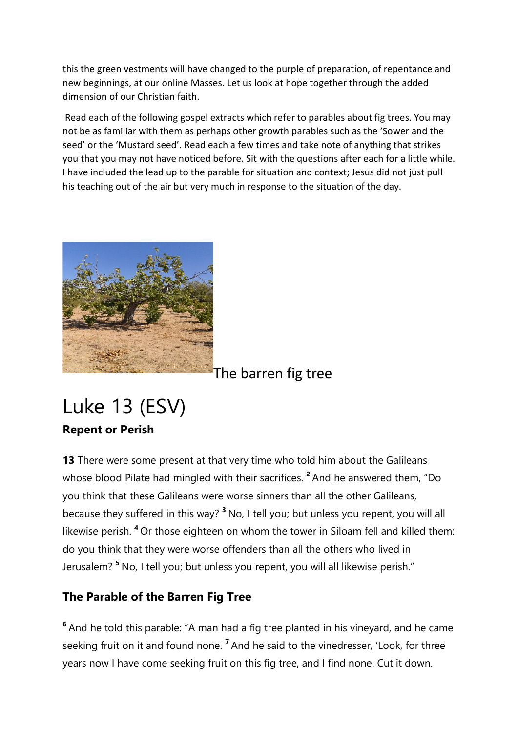this the green vestments will have changed to the purple of preparation, of repentance and new beginnings, at our online Masses. Let us look at hope together through the added dimension of our Christian faith.

Read each of the following gospel extracts which refer to parables about fig trees. You may not be as familiar with them as perhaps other growth parables such as the 'Sower and the seed' or the 'Mustard seed'. Read each a few times and take note of anything that strikes you that you may not have noticed before. Sit with the questions after each for a little while. I have included the lead up to the parable for situation and context; Jesus did not just pull his teaching out of the air but very much in response to the situation of the day.

The barren fig tree

# Luke 13 (ESV)

### Repent or Perish

**13** There were some present at that very time who told him about the Galileans whose blood Pilate had mingled with their sacrifices. [2] And he answered them, "Do you think that these Galileans were worse sinners than all the other Galileans, because they suffered in this way? [3] No, I tell you; but unless you repent, you will all likewise perish. [4] Or those eighteen on whom the tower in Siloam fell and killed them: do you think that they were worse offenders than all the others who lived in Jerusalem? [5] No, I tell you; but unless you repent, you will all likewise perish."

### The Parable of the Barren Fig Tree

[6] And he told this parable: "A man had a fig tree planted in his vineyard, and he came seeking fruit on it and found none. [7] And he said to the vinedresser, 'Look, for three years now I have come seeking fruit on this fig tree, and I find none. Cut it down.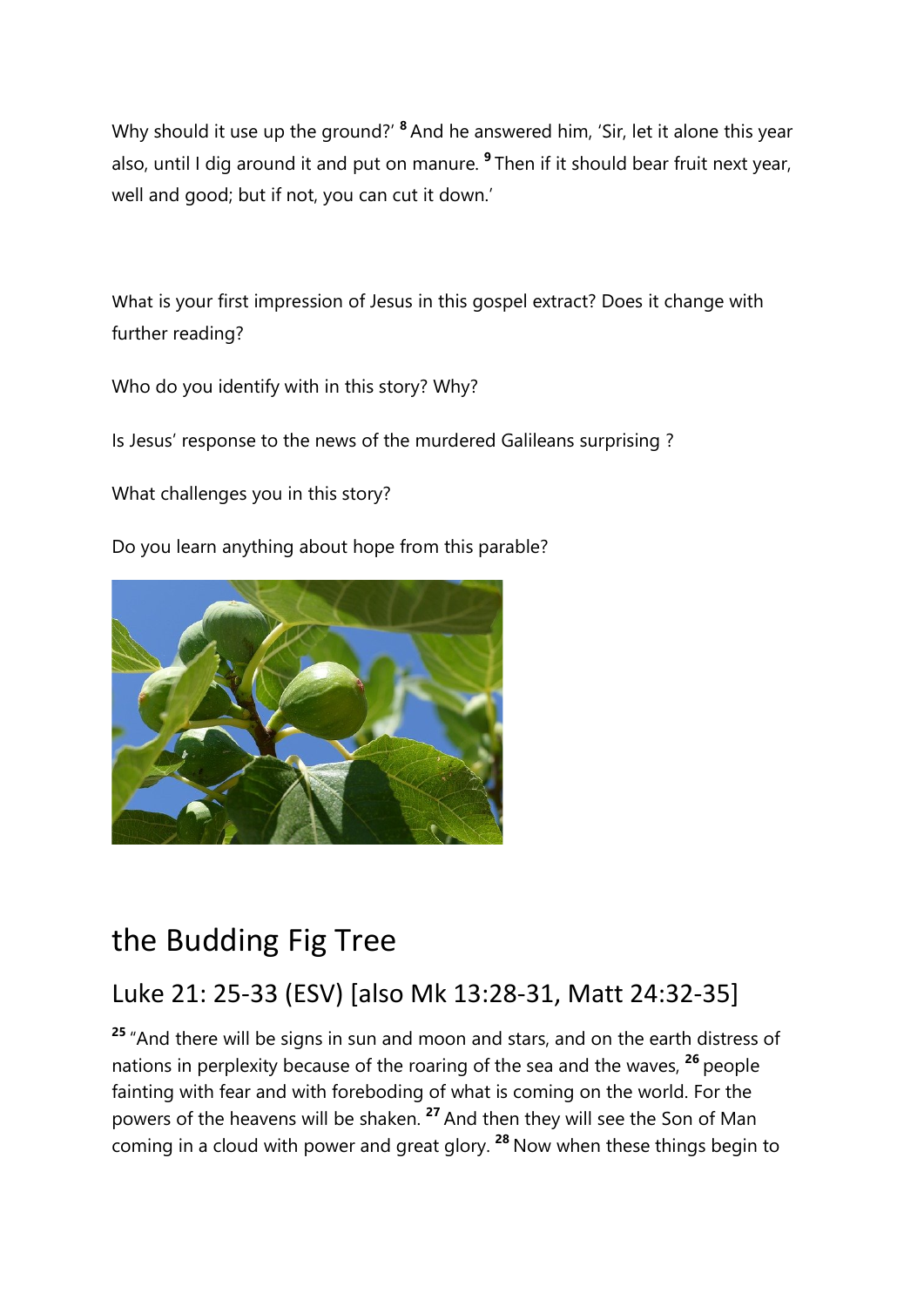Why should it use up the ground?' [8] And he answered him, 'Sir, let it alone this year also, until I dig around it and put on manure. [9] Then if it should bear fruit next year, well and good; but if not, you can cut it down.'

What is your first impression of Jesus in this gospel extract? Does it change with further reading?

Who do you identify with in this story? Why?

Is Jesus' response to the news of the murdered Galileans surprising ?

What challenges you in this story?

Do you learn anything about hope from this parable?

# the Budding Fig Tree

## Luke 21: 25-33 (ESV) [also Mk 13:28-31, Matt 24:32-35]

[25] "And there will be signs in sun and moon and stars, and on the earth distress of nations in perplexity because of the roaring of the sea and the waves, [26] people fainting with fear and with foreboding of what is coming on the world. For the powers of the heavens will be shaken. [27] And then they will see the Son of Man coming in a cloud with power and great glory. [28] Now when these things begin to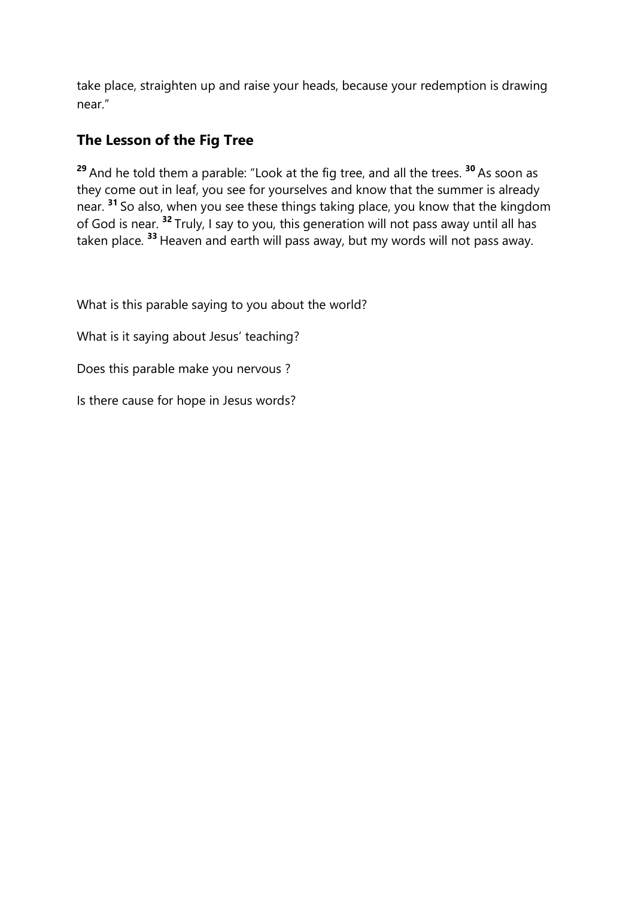take place, straighten up and raise your heads, because your redemption is drawing near."

## The Lesson of the Fig Tree

[29] And he told them a parable: "Look at the fig tree, and all the trees. [30] As soon as they come out in leaf, you see for yourselves and know that the summer is already near. [31] So also, when you see these things taking place, you know that the kingdom of God is near. [32] Truly, I say to you, this generation will not pass away until all has taken place. [33] Heaven and earth will pass away, but my words will not pass away.

What is this parable saying to you about the world?

What is it saying about Jesus' teaching?

Does this parable make you nervous ?

Is there cause for hope in Jesus words?